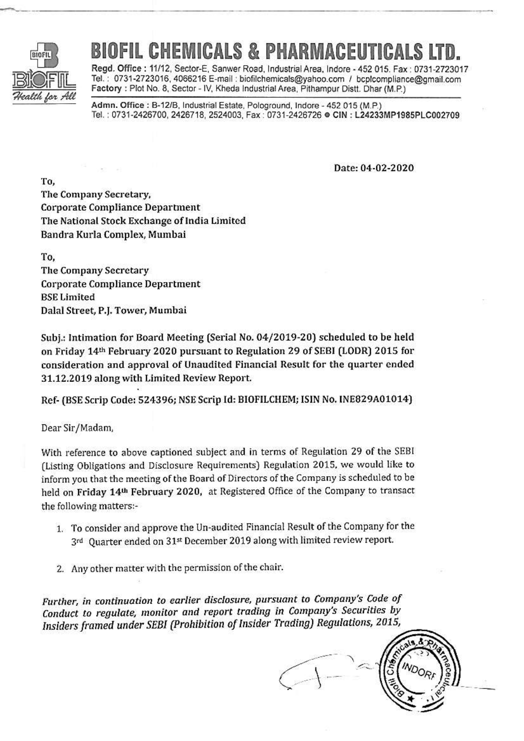# BIOFIL CHEMICALS & PHARMACEUTICALS LTD.

**Regd. Office :** 11/12, Sector-E, Sanwer Road, Industrial Area, Indore - 452 015. Fax : 0731-2723017
Tel. : 0731-2723016, 4066216 E-mail : biofilchemicals@yahoo.com / bcplcompliance@gmail.com
**Factory :** Plot No. 8, Sector - IV, Kheda Industrial Area, Pithampur Distt. Dhar (M.P.)

**Admn. Office :** B-12/B, Industrial Estate, Pologround, Indore - 452 015 (M.P.)
Tel. : 0731-2426700, 2426718, 2524003, Fax : 0731-2426726 • **CIN : L24233MP1985PLC002709**

Date: 04-02-2020

To,
The Company Secretary,
Corporate Compliance Department
The National Stock Exchange of India Limited
Bandra Kurla Complex, Mumbai

To,
The Company Secretary
Corporate Compliance Department
BSE Limited
Dalal Street, P.J. Tower, Mumbai

**Subj.: Intimation for Board Meeting (Serial No. 04/2019-20) scheduled to be held on Friday 14th February 2020 pursuant to Regulation 29 of SEBI (LODR) 2015 for consideration and approval of Unaudited Financial Result for the quarter ended 31.12.2019 along with Limited Review Report.**

**Ref- (BSE Scrip Code: 524396; NSE Scrip Id: BIOFILCHEM; ISIN No. INE829A01014)**

Dear Sir/Madam,

With reference to above captioned subject and in terms of Regulation 29 of the SEBI (Listing Obligations and Disclosure Requirements) Regulation 2015, we would like to inform you that the meeting of the Board of Directors of the Company is scheduled to be held on **Friday 14th February 2020**, at Registered Office of the Company to transact the following matters:-

1. To consider and approve the Un-audited Financial Result of the Company for the 3rd Quarter ended on 31st December 2019 along with limited review report.

2. Any other matter with the permission of the chair.

*Further, in continuation to earlier disclosure, pursuant to Company's Code of Conduct to regulate, monitor and report trading in Company's Securities by Insiders framed under SEBI (Prohibition of Insider Trading) Regulations, 2015,*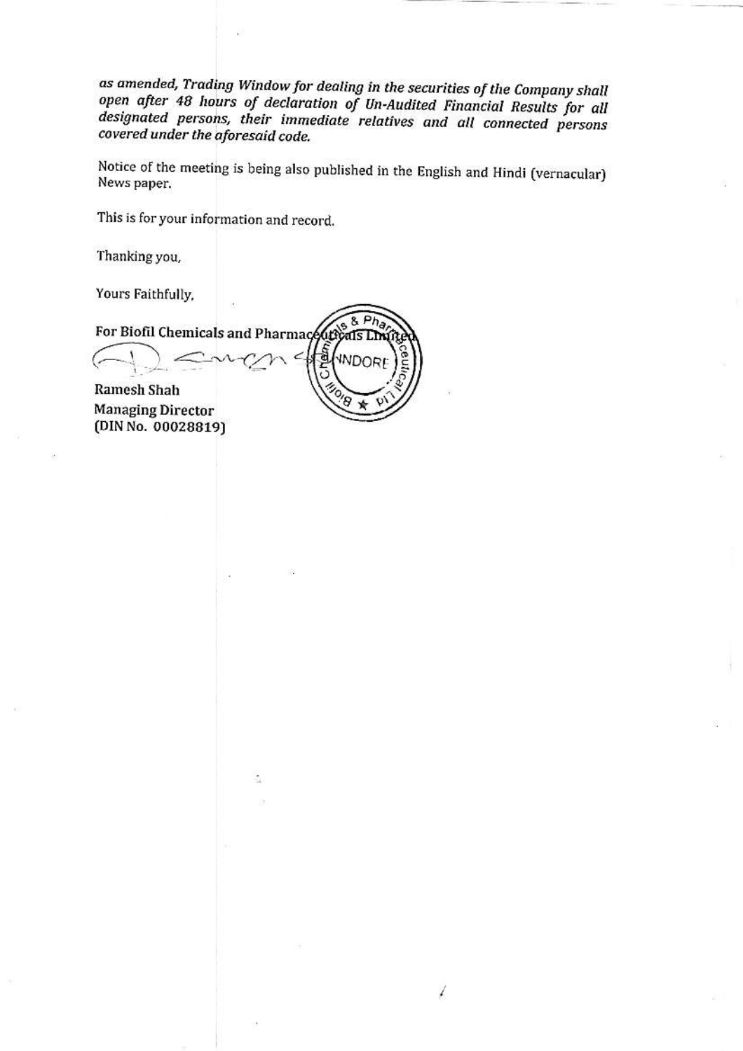*as amended, Trading Window for dealing in the securities of the Company shall open after 48 hours of declaration of Un-Audited Financial Results for all designated persons, their immediate relatives and all connected persons covered under the aforesaid code.*

Notice of the meeting is being also published in the English and Hindi (vernacular) News paper.

This is for your information and record.

Thanking you,

Yours Faithfully,

**For Biofil Chemicals and Pharmaceuticals Limited**

**Ramesh Shah**
**Managing Director**
**(DIN No. 00028819)**